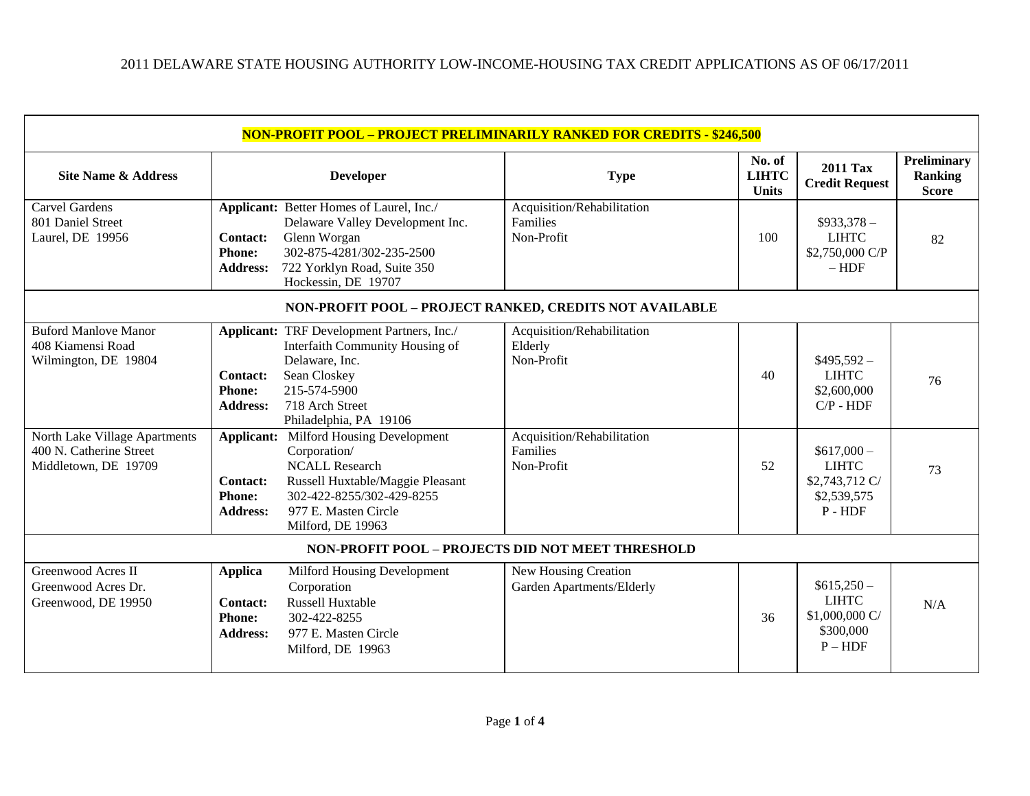# 2011 DELAWARE STATE HOUSING AUTHORITY LOW-INCOME-HOUSING TAX CREDIT APPLICATIONS AS OF 06/17/2011

| Site Name & Address | Developer | Type | No. of LIHTC Units | 2011 Tax Credit Request | Preliminary Ranking Score |
|---|---|---|---|---|---|
| **NON-PROFIT POOL – PROJECT PRELIMINARILY RANKED FOR CREDITS - $246,500** | | | | | |
| Carvel Gardens<br>801 Daniel Street<br>Laurel, DE 19956 | **Applicant:** Better Homes of Laurel, Inc./ Delaware Valley Development Inc.<br>**Contact:** Glenn Worgan<br>**Phone:** 302-875-4281/302-235-2500<br>**Address:** 722 Yorklyn Road, Suite 350 Hockessin, DE 19707 | Acquisition/Rehabilitation<br>Families<br>Non-Profit | 100 | $933,378 – LIHTC $2,750,000 C/P – HDF | 82 |
| **NON-PROFIT POOL – PROJECT RANKED, CREDITS NOT AVAILABLE** | | | | | |
| Buford Manlove Manor<br>408 Kiamensi Road<br>Wilmington, DE 19804 | **Applicant:** TRF Development Partners, Inc./ Interfaith Community Housing of Delaware, Inc.<br>**Contact:** Sean Closkey<br>**Phone:** 215-574-5900<br>**Address:** 718 Arch Street Philadelphia, PA 19106 | Acquisition/Rehabilitation<br>Elderly<br>Non-Profit | 40 | $495,592 – LIHTC $2,600,000 C/P - HDF | 76 |
| North Lake Village Apartments<br>400 N. Catherine Street<br>Middletown, DE 19709 | **Applicant:** Milford Housing Development Corporation/ NCALL Research<br>**Contact:** Russell Huxtable/Maggie Pleasant<br>**Phone:** 302-422-8255/302-429-8255<br>**Address:** 977 E. Masten Circle Milford, DE 19963 | Acquisition/Rehabilitation<br>Families<br>Non-Profit | 52 | $617,000 – LIHTC $2,743,712 C/ $2,539,575 P - HDF | 73 |
| **NON-PROFIT POOL – PROJECTS DID NOT MEET THRESHOLD** | | | | | |
| Greenwood Acres II<br>Greenwood Acres Dr.<br>Greenwood, DE 19950 | **Applica** Milford Housing Development Corporation<br>**Contact:** Russell Huxtable<br>**Phone:** 302-422-8255<br>**Address:** 977 E. Masten Circle Milford, DE 19963 | New Housing Creation<br>Garden Apartments/Elderly | 36 | $615,250 – LIHTC $1,000,000 C/ $300,000 P – HDF | N/A |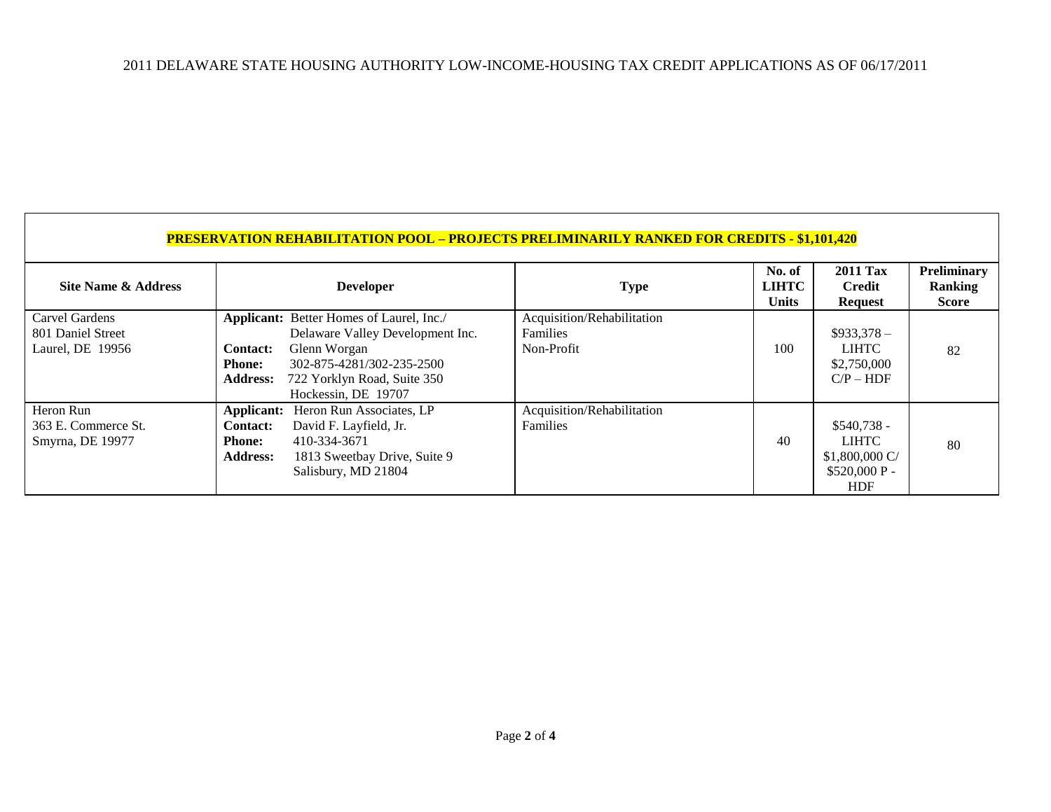2011 DELAWARE STATE HOUSING AUTHORITY LOW-INCOME-HOUSING TAX CREDIT APPLICATIONS AS OF 06/17/2011

| **PRESERVATION REHABILITATION POOL – PROJECTS PRELIMINARILY RANKED FOR CREDITS - $1,101,420** | | | | | |
|---|---|---|---|---|---|
| **Site Name & Address** | **Developer** | **Type** | **No. of LIHTC Units** | **2011 Tax Credit Request** | **Preliminary Ranking Score** |
| Carvel Gardens<br>801 Daniel Street<br>Laurel, DE 19956 | **Applicant:** Better Homes of Laurel, Inc./ Delaware Valley Development Inc.<br>**Contact:** Glenn Worgan<br>**Phone:** 302-875-4281/302-235-2500<br>**Address:** 722 Yorklyn Road, Suite 350 Hockessin, DE 19707 | Acquisition/Rehabilitation<br>Families<br>Non-Profit | 100 | $933,378 – LIHTC<br>$2,750,000 C/P – HDF | 82 |
| Heron Run<br>363 E. Commerce St.<br>Smyrna, DE 19977 | **Applicant:** Heron Run Associates, LP<br>**Contact:** David F. Layfield, Jr.<br>**Phone:** 410-334-3671<br>**Address:** 1813 Sweetbay Drive, Suite 9 Salisbury, MD 21804 | Acquisition/Rehabilitation<br>Families | 40 | $540,738 - LIHTC<br>$1,800,000 C/<br>$520,000 P - HDF | 80 |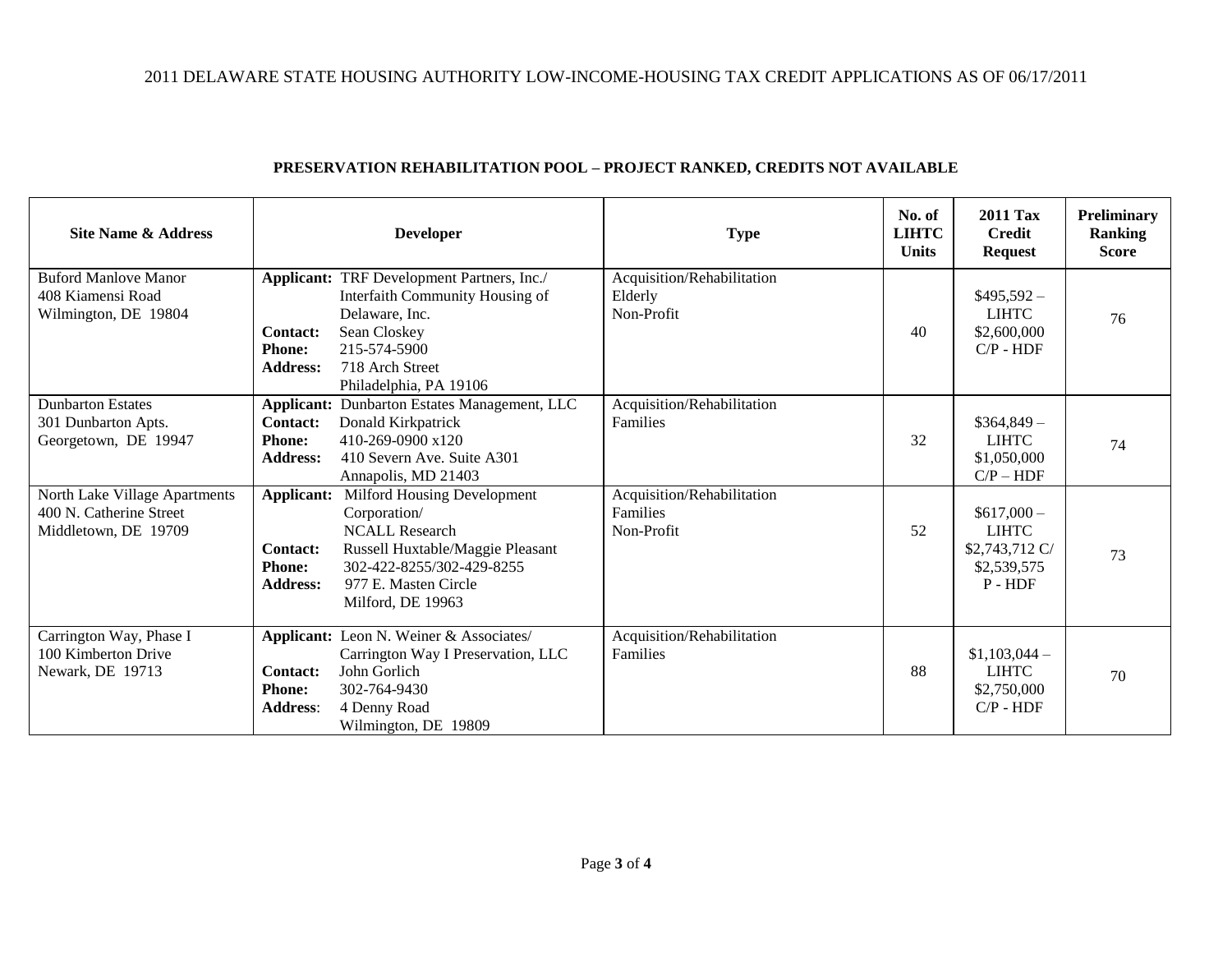## 2011 DELAWARE STATE HOUSING AUTHORITY LOW-INCOME-HOUSING TAX CREDIT APPLICATIONS AS OF 06/17/2011

### PRESERVATION REHABILITATION POOL – PROJECT RANKED, CREDITS NOT AVAILABLE

| Site Name & Address | Developer | Type | No. of LIHTC Units | 2011 Tax Credit Request | Preliminary Ranking Score |
|---|---|---|---|---|---|
| Buford Manlove Manor<br>408 Kiamensi Road<br>Wilmington, DE 19804 | **Applicant:** TRF Development Partners, Inc./ Interfaith Community Housing of Delaware, Inc.<br>**Contact:** Sean Closkey<br>**Phone:** 215-574-5900<br>**Address:** 718 Arch Street<br>Philadelphia, PA 19106 | Acquisition/Rehabilitation<br>Elderly<br>Non-Profit | 40 | $495,592 – LIHTC<br>$2,600,000 C/P - HDF | 76 |
| Dunbarton Estates<br>301 Dunbarton Apts.<br>Georgetown, DE 19947 | **Applicant:** Dunbarton Estates Management, LLC<br>**Contact:** Donald Kirkpatrick<br>**Phone:** 410-269-0900 x120<br>**Address:** 410 Severn Ave. Suite A301<br>Annapolis, MD 21403 | Acquisition/Rehabilitation<br>Families | 32 | $364,849 – LIHTC<br>$1,050,000 C/P – HDF | 74 |
| North Lake Village Apartments<br>400 N. Catherine Street<br>Middletown, DE 19709 | **Applicant:** Milford Housing Development Corporation/ NCALL Research<br>**Contact:** Russell Huxtable/Maggie Pleasant<br>**Phone:** 302-422-8255/302-429-8255<br>**Address:** 977 E. Masten Circle<br>Milford, DE 19963 | Acquisition/Rehabilitation<br>Families<br>Non-Profit | 52 | $617,000 – LIHTC<br>$2,743,712 C/ $2,539,575 P - HDF | 73 |
| Carrington Way, Phase I<br>100 Kimberton Drive<br>Newark, DE 19713 | **Applicant:** Leon N. Weiner & Associates/ Carrington Way I Preservation, LLC<br>**Contact:** John Gorlich<br>**Phone:** 302-764-9430<br>**Address**: 4 Denny Road<br>Wilmington, DE 19809 | Acquisition/Rehabilitation<br>Families | 88 | $1,103,044 – LIHTC<br>$2,750,000 C/P - HDF | 70 |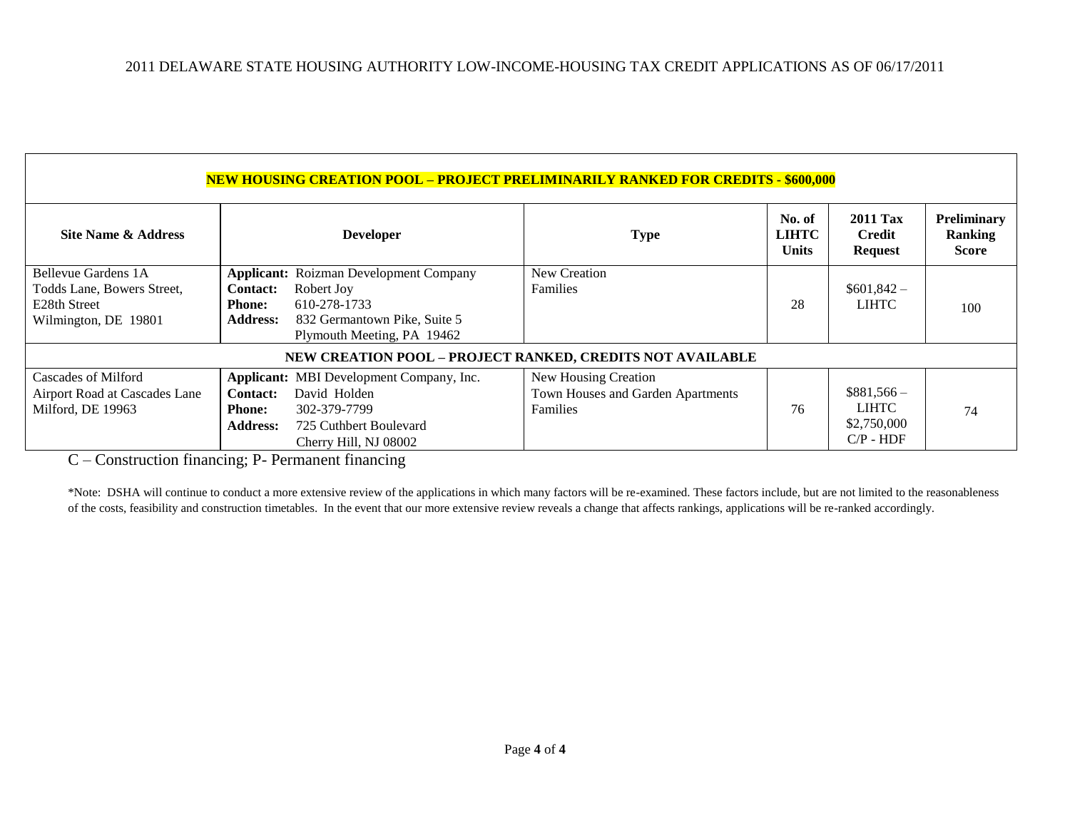2011 DELAWARE STATE HOUSING AUTHORITY LOW-INCOME-HOUSING TAX CREDIT APPLICATIONS AS OF 06/17/2011

| **NEW HOUSING CREATION POOL – PROJECT PRELIMINARILY RANKED FOR CREDITS - $600,000** | | | | | |
|---|---|---|---|---|---|
| **Site Name & Address** | **Developer** | **Type** | **No. of LIHTC Units** | **2011 Tax Credit Request** | **Preliminary Ranking Score** |
| Bellevue Gardens 1A<br>Todds Lane, Bowers Street, E28th Street<br>Wilmington, DE 19801 | **Applicant:** Roizman Development Company<br>**Contact:** Robert Joy<br>**Phone:** 610-278-1733<br>**Address:** 832 Germantown Pike, Suite 5<br>Plymouth Meeting, PA 19462 | New Creation<br>Families | 28 | $601,842 – LIHTC | 100 |
| **NEW CREATION POOL – PROJECT RANKED, CREDITS NOT AVAILABLE** | | | | | |
| Cascades of Milford<br>Airport Road at Cascades Lane<br>Milford, DE 19963 | **Applicant:** MBI Development Company, Inc.<br>**Contact:** David Holden<br>**Phone:** 302-379-7799<br>**Address:** 725 Cuthbert Boulevard<br>Cherry Hill, NJ 08002 | New Housing Creation<br>Town Houses and Garden Apartments<br>Families | 76 | $881,566 – LIHTC<br>$2,750,000 C/P - HDF | 74 |

C – Construction financing; P- Permanent financing

*Note: DSHA will continue to conduct a more extensive review of the applications in which many factors will be re-examined. These factors include, but are not limited to the reasonableness of the costs, feasibility and construction timetables. In the event that our more extensive review reveals a change that affects rankings, applications will be re-ranked accordingly.